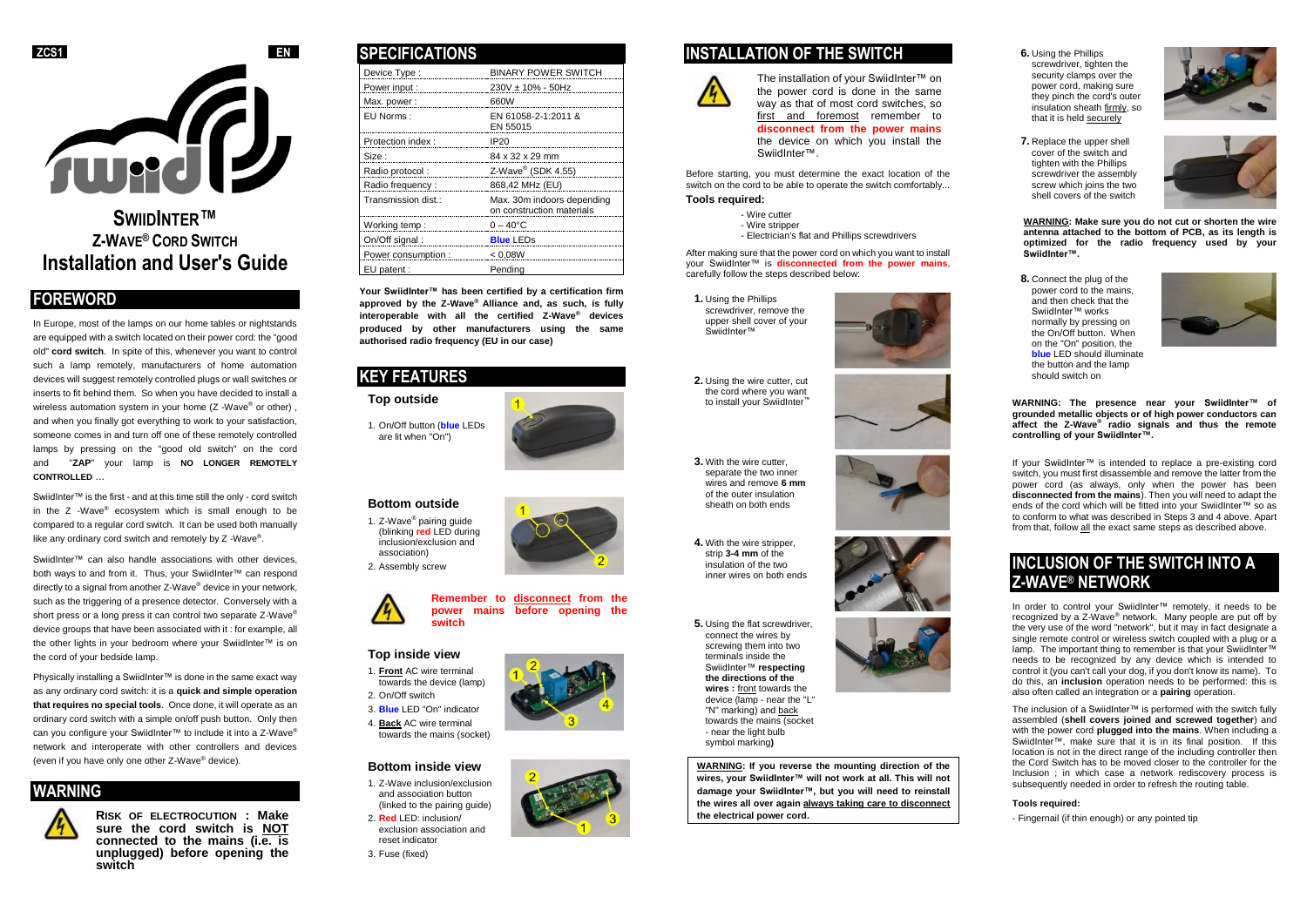ZCS1 EN

# SWIIDINTER™ Z-WAVE® CORD SWITCH Installation and User's Guide

## FOREWORD

In Europe, most of the lamps on our home tables or nightstands are equipped with a switch located on their power cord: the "good old" **cord switch**. In spite of this, whenever you want to control such a lamp remotely, manufacturers of home automation devices will suggest remotely controlled plugs or wall switches or inserts to fit behind them. So when you have decided to install a wireless automation system in your home (Z -Wave® or other), and when you finally got everything to work to your satisfaction, someone comes in and turn off one of these remotely controlled lamps by pressing on the "good old switch" on the cord and "**ZAP**" your lamp is **NO LONGER REMOTELY CONTROLLED** …

SwiidInter™ is the first - and at this time still the only - cord switch in the Z -Wave® ecosystem which is small enough to be compared to a regular cord switch. It can be used both manually like any ordinary cord switch and remotely by Z -Wave®.

SwiidInter™ can also handle associations with other devices, both ways to and from it. Thus, your SwiidInter™ can respond directly to a signal from another Z-Wave® device in your network, such as the triggering of a presence detector. Conversely with a short press or a long press it can control two separate Z-Wave® device groups that have been associated with it : for example, all the other lights in your bedroom where your SwiidInter™ is on the cord of your bedside lamp.

Physically installing a SwiidInter™ is done in the same exact way as any ordinary cord switch: it is a **quick and simple operation that requires no special tools**. Once done, it will operate as an ordinary cord switch with a simple on/off push button. Only then can you configure your SwiidInter™ to include it into a Z-Wave® network and interoperate with other controllers and devices (even if you have only one other Z-Wave® device).

## WARNING

**RISK OF ELECTROCUTION : Make sure the cord switch is NOT connected to the mains (i.e. is unplugged) before opening the switch**

## SPECIFICATIONS

| | |
|---|---|
| Device Type : | BINARY POWER SWITCH |
| Power input : | 230V ± 10% - 50Hz |
| Max. power : | 660W |
| EU Norms : | EN 61058-2-1:2011 & EN 55015 |
| Protection index : | IP20 |
| Size : | 84 x 32 x 29 mm |
| Radio protocol : | Z-Wave® (SDK 4.55) |
| Radio frequency : | 868,42 MHz (EU) |
| Transmission dist.: | Max. 30m indoors depending on construction materials |
| Working temp : | 0 – 40°C |
| On/Off signal : | **Blue** LEDs |
| Power consumption : | < 0,08W |
| EU patent : | Pending |

**Your SwiidInter™ has been certified by a certification firm approved by the Z-Wave® Alliance and, as such, is fully interoperable with all the certified Z-Wave® devices produced by other manufacturers using the same authorised radio frequency (EU in our case)**

## KEY FEATURES

### Top outside

1. On/Off button (**blue** LEDs are lit when "On")

### Bottom outside

1. Z-Wave® pairing guide (blinking **red** LED during inclusion/exclusion and association)
2. Assembly screw

**Remember to disconnect from the power mains before opening the switch**

### Top inside view

1. **Front** AC wire terminal towards the device (lamp)
2. On/Off switch
3. **Blue** LED "On" indicator
4. **Back** AC wire terminal towards the mains (socket)

### Bottom inside view

1. Z-Wave inclusion/exclusion and association button (linked to the pairing guide)
2. **Red** LED: inclusion/ exclusion association and reset indicator
3. Fuse (fixed)

## INSTALLATION OF THE SWITCH

The installation of your SwiidInter™ on the power cord is done in the same way as that of most cord switches, so first and foremost remember to **disconnect from the power mains** the device on which you install the SwiidInter™.

Before starting, you must determine the exact location of the switch on the cord to be able to operate the switch comfortably...

**Tools required:**

- Wire cutter
- Wire stripper
- Electrician's flat and Phillips screwdrivers

After making sure that the power cord on which you want to install your SwiidInter™ is **disconnected from the power mains**, carefully follow the steps described below:

1. Using the Phillips screwdriver, remove the upper shell cover of your SwiidInter™
2. Using the wire cutter, cut the cord where you want to install your SwiidInter™
3. With the wire cutter, separate the two inner wires and remove **6 mm** of the outer insulation sheath on both ends
4. With the wire stripper, strip **3-4 mm** of the insulation of the two inner wires on both ends
5. Using the flat screwdriver, connect the wires by screwing them into two terminals inside the SwiidInter™ **respecting the directions of the wires :** front towards the device (lamp - near the "L" "N" marking) and back towards the mains (socket - near the light bulb symbol marking**)**

**WARNING: If you reverse the mounting direction of the wires, your SwiidInter™ will not work at all. This will not damage your SwiidInter™, but you will need to reinstall the wires all over again always taking care to disconnect the electrical power cord.**

6. Using the Phillips screwdriver, tighten the security clamps over the power cord, making sure they pinch the cord's outer insulation sheath firmly, so that it is held securely
7. Replace the upper shell cover of the switch and tighten with the Phillips screwdriver the assembly screw which joins the two shell covers of the switch

**WARNING: Make sure you do not cut or shorten the wire antenna attached to the bottom of PCB, as its length is optimized for the radio frequency used by your SwiidInter™.**

8. Connect the plug of the power cord to the mains, and then check that the SwiidInter™ works normally by pressing on the On/Off button. When on the "On" position, the **blue** LED should illuminate the button and the lamp should switch on

**WARNING: The presence near your SwiidInter™ of grounded metallic objects or of high power conductors can affect the Z-Wave® radio signals and thus the remote controlling of your SwiidInter™.**

If your SwiidInter™ is intended to replace a pre-existing cord switch, you must first disassemble and remove the latter from the power cord (as always, only when the power has been **disconnected from the mains**). Then you will need to adapt the ends of the cord which will be fitted into your SwiidInter™ so as to conform to what was described in Steps 3 and 4 above. Apart from that, follow all the exact same steps as described above.

## INCLUSION OF THE SWITCH INTO A Z-WAVE® NETWORK

In order to control your SwiidInter™ remotely, it needs to be recognized by a Z-Wave® network. Many people are put off by the very use of the word "network", but it may in fact designate a single remote control or wireless switch coupled with a plug or a lamp. The important thing to remember is that your SwiidInter™ needs to be recognized by any device which is intended to control it (you can't call your dog, if you don't know its name). To do this, an **inclusion** operation needs to be performed: this is also often called an integration or a **pairing** operation.

The inclusion of a SwiidInter™ is performed with the switch fully assembled (**shell covers joined and screwed together**) and with the power cord **plugged into the mains**. When including a SwiidInter™, make sure that it is in its final position. If this location is not in the direct range of the including controller then the Cord Switch has to be moved closer to the controller for the Inclusion ; in which case a network rediscovery process is subsequently needed in order to refresh the routing table.

**Tools required:**

- Fingernail (if thin enough) or any pointed tip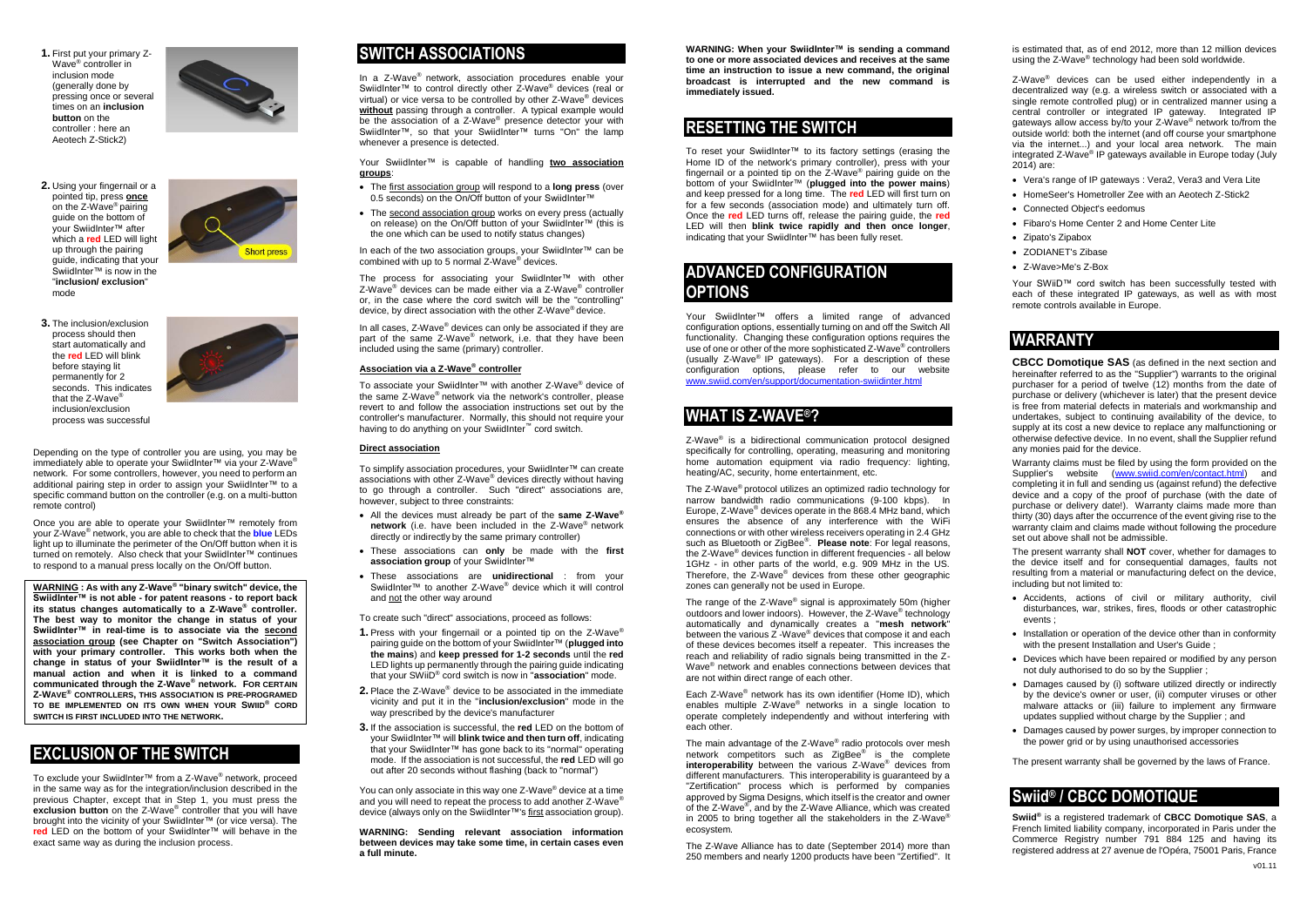**1.** First put your primary Z-Wave® controller in inclusion mode (generally done by pressing once or several times on an **inclusion button** on the controller : here an Aeotech Z-Stick2)

**2.** Using your fingernail or a pointed tip, press **once** on the Z-Wave® pairing guide on the bottom of your SwiidInter™ after which a **red** LED will light up through the pairing guide, indicating that your SwiidInter™ is now in the "**inclusion/ exclusion**" mode

Short press

**3.** The inclusion/exclusion process should then start automatically and the **red** LED will blink before staying lit permanently for 2 seconds. This indicates that the Z-Wave® inclusion/exclusion process was successful

Depending on the type of controller you are using, you may be immediately able to operate your SwiidInter™ via your Z-Wave® network. For some controllers, however, you need to perform an additional pairing step in order to assign your SwiidInter™ to a specific command button on the controller (e.g. on a multi-button remote control)

Once you are able to operate your SwiidInter™ remotely from your Z-Wave® network, you are able to check that the **blue** LEDs light up to illuminate the perimeter of the On/Off button when it is turned on remotely. Also check that your SwiidInter™ continues to respond to a manual press locally on the On/Off button.

**WARNING : As with any Z-Wave® "binary switch" device, the SwiidInter™ is not able - for patent reasons - to report back its status changes automatically to a Z-Wave® controller. The best way to monitor the change in status of your SwiidInter™ in real-time is to associate via the second association group (see Chapter on "Switch Association") with your primary controller. This works both when the change in status of your SwiidInter™ is the result of a manual action and when it is linked to a command communicated through the Z-Wave® network. FOR CERTAIN Z-WAVE® CONTROLLERS, THIS ASSOCIATION IS PRE-PROGRAMED TO BE IMPLEMENTED ON ITS OWN WHEN YOUR SWIID® CORD SWITCH IS FIRST INCLUDED INTO THE NETWORK.**

## EXCLUSION OF THE SWITCH

To exclude your SwiidInter™ from a Z-Wave® network, proceed in the same way as for the integration/inclusion described in the previous Chapter, except that in Step 1, you must press the **exclusion button** on the Z-Wave® controller that you will have brought into the vicinity of your SwiidInter™ (or vice versa). The **red** LED on the bottom of your SwiidInter™ will behave in the exact same way as during the inclusion process.

## SWITCH ASSOCIATIONS

In a Z-Wave® network, association procedures enable your SwiidInter™ to control directly other Z-Wave® devices (real or virtual) or vice versa to be controlled by other Z-Wave® devices **without** passing through a controller. A typical example would be the association of a Z-Wave® presence detector your with SwiidInter™, so that your SwiidInter™ turns "On" the lamp whenever a presence is detected.

Your SwiidInter™ is capable of handling **two association groups**:

- The first association group will respond to a **long press** (over 0.5 seconds) on the On/Off button of your SwiidInter™
- The second association group works on every press (actually on release) on the On/Off button of your SwiidInter™ (this is the one which can be used to notify status changes)

In each of the two association groups, your SwiidInter™ can be combined with up to 5 normal Z-Wave® devices.

The process for associating your SwiidInter™ with other Z-Wave® devices can be made either via a Z-Wave® controller or, in the case where the cord switch will be the "controlling" device, by direct association with the other Z-Wave® device.

In all cases, Z-Wave® devices can only be associated if they are part of the same Z-Wave® network, i.e. that they have been included using the same (primary) controller.

### Association via a Z-Wave® controller

To associate your SwiidInter™ with another Z-Wave® device of the same Z-Wave® network via the network's controller, please revert to and follow the association instructions set out by the controller's manufacturer. Normally, this should not require your having to do anything on your SwiidInter™ cord switch.

### Direct association

To simplify association procedures, your SwiidInter™ can create associations with other Z-Wave® devices directly without having to go through a controller. Such "direct" associations are, however, subject to three constraints:

- All the devices must already be part of the **same Z-Wave® network** (i.e. have been included in the Z-Wave® network directly or indirectly by the same primary controller)
- These associations can **only** be made with the **first association group** of your SwiidInter™
- These associations are **unidirectional** : from your SwiidInter™ to another Z-Wave® device which it will control and not the other way around

To create such "direct" associations, proceed as follows:

**1.** Press with your fingernail or a pointed tip on the Z-Wave® pairing guide on the bottom of your SwiidInter™ (**plugged into the mains**) and **keep pressed for 1-2 seconds** until the **red** LED lights up permanently through the pairing guide indicating that your SWiiD® cord switch is now in "**association**" mode.

**2.** Place the Z-Wave® device to be associated in the immediate vicinity and put it in the "**inclusion/exclusion**" mode in the way prescribed by the device's manufacturer

**3.** If the association is successful, the **red** LED on the bottom of your SwiidInter™ will **blink twice and then turn off**, indicating that your SwiidInter™ has gone back to its "normal" operating mode. If the association is not successful, the **red** LED will go out after 20 seconds without flashing (back to "normal")

You can only associate in this way one Z-Wave® device at a time and you will need to repeat the process to add another Z-Wave® device (always only on the SwiidInter™'s first association group).

**WARNING: Sending relevant association information between devices may take some time, in certain cases even a full minute.**

**WARNING: When your SwiidInter™ is sending a command to one or more associated devices and receives at the same time an instruction to issue a new command, the original broadcast is interrupted and the new command is immediately issued.**

## RESETTING THE SWITCH

To reset your SwiidInter™ to its factory settings (erasing the Home ID of the network's primary controller), press with your fingernail or a pointed tip on the Z-Wave® pairing guide on the bottom of your SwiidInter™ (**plugged into the power mains**) and keep pressed for a long time. The **red** LED will first turn on for a few seconds (association mode) and ultimately turn off. Once the **red** LED turns off, release the pairing guide, the **red** LED will then **blink twice rapidly and then once longer**, indicating that your SwiidInter™ has been fully reset.

## ADVANCED CONFIGURATION OPTIONS

Your SwiidInter™ offers a limited range of advanced configuration options, essentially turning on and off the Switch All functionality. Changing these configuration options requires the use of one or other of the more sophisticated Z-Wave® controllers (usually Z-Wave® IP gateways). For a description of these configuration options, please refer to our website www.swiid.com/en/support/documentation-swiidinter.html

## WHAT IS Z-WAVE®?

Z-Wave® is a bidirectional communication protocol designed specifically for controlling, operating, measuring and monitoring home automation equipment via radio frequency: lighting, heating/AC, security, home entertainment, etc.

The Z-Wave® protocol utilizes an optimized radio technology for narrow bandwidth radio communications (9-100 kbps). In Europe, Z-Wave® devices operate in the 868.4 MHz band, which ensures the absence of any interference with the WiFi connections or with other wireless receivers operating in 2.4 GHz such as Bluetooth or ZigBee®. **Please note**: For legal reasons, the Z-Wave® devices function in different frequencies - all below 1GHz - in other parts of the world, e.g. 909 MHz in the US. Therefore, the Z-Wave® devices from these other geographic zones can generally not be used in Europe.

The range of the Z-Wave® signal is approximately 50m (higher outdoors and lower indoors). However, the Z-Wave® technology automatically and dynamically creates a "**mesh network**" between the various Z -Wave® devices that compose it and each of these devices becomes itself a repeater. This increases the reach and reliability of radio signals being transmitted in the Z-Wave® network and enables connections between devices that are not within direct range of each other.

Each Z-Wave® network has its own identifier (Home ID), which enables multiple Z-Wave® networks in a single location to operate completely independently and without interfering with each other.

The main advantage of the Z-Wave® radio protocols over mesh network competitors such as ZigBee® is the complete **interoperability** between the various Z-Wave® devices from different manufacturers. This interoperability is guaranteed by a "Zertification" process which is performed by companies approved by Sigma Designs, which itself is the creator and owner of the Z-Wave®, and by the Z-Wave Alliance, which was created in 2005 to bring together all the stakeholders in the Z-Wave® ecosystem.

The Z-Wave Alliance has to date (September 2014) more than 250 members and nearly 1200 products have been "Zertified". It is estimated that, as of end 2012, more than 12 million devices using the Z-Wave® technology had been sold worldwide.

Z-Wave® devices can be used either independently in a decentralized way (e.g. a wireless switch or associated with a single remote controlled plug) or in centralized manner using a central controller or integrated IP gateway. Integrated IP gateways allow access by/to your Z-Wave® network to/from the outside world: both the internet (and off course your smartphone via the internet...) and your local area network. The main integrated Z-Wave® IP gateways available in Europe today (July 2014) are:

- Vera's range of IP gateways : Vera2, Vera3 and Vera Lite
- HomeSeer's Hometroller Zee with an Aeotech Z-Stick2
- Connected Object's eedomus
- Fibaro's Home Center 2 and Home Center Lite
- Zipato's Zipabox
- ZODIANET's Zibase
- Z-Wave>Me's Z-Box

Your SWiiD™ cord switch has been successfully tested with each of these integrated IP gateways, as well as with most remote controls available in Europe.

## WARRANTY

**CBCC Domotique SAS** (as defined in the next section and hereinafter referred to as the "Supplier") warrants to the original purchaser for a period of twelve (12) months from the date of purchase or delivery (whichever is later) that the present device is free from material defects in materials and workmanship and undertakes, subject to continuing availability of the device, to supply at its cost a new device to replace any malfunctioning or otherwise defective device. In no event, shall the Supplier refund any monies paid for the device.

Warranty claims must be filed by using the form provided on the Supplier's website (www.swiid.com/en/contact.html) and completing it in full and sending us (against refund) the defective device and a copy of the proof of purchase (with the date of purchase or delivery date!). Warranty claims made more than thirty (30) days after the occurrence of the event giving rise to the warranty claim and claims made without following the procedure set out above shall not be admissible.

The present warranty shall **NOT** cover, whether for damages to the device itself and for consequential damages, faults not resulting from a material or manufacturing defect on the device, including but not limited to:

- Accidents, actions of civil or military authority, civil disturbances, war, strikes, fires, floods or other catastrophic events ;
- Installation or operation of the device other than in conformity with the present Installation and User's Guide ;
- Devices which have been repaired or modified by any person not duly authorised to do so by the Supplier ;
- Damages caused by (i) software utilized directly or indirectly by the device's owner or user, (ii) computer viruses or other malware attacks or (iii) failure to implement any firmware updates supplied without charge by the Supplier ; and
- Damages caused by power surges, by improper connection to the power grid or by using unauthorised accessories

The present warranty shall be governed by the laws of France.

## Swiid® / CBCC DOMOTIQUE

**Swiid®** is a registered trademark of **CBCC Domotique SAS**, a French limited liability company, incorporated in Paris under the Commerce Registry number 791 884 125 and having its registered address at 27 avenue de l'Opéra, 75001 Paris, France

v01.11